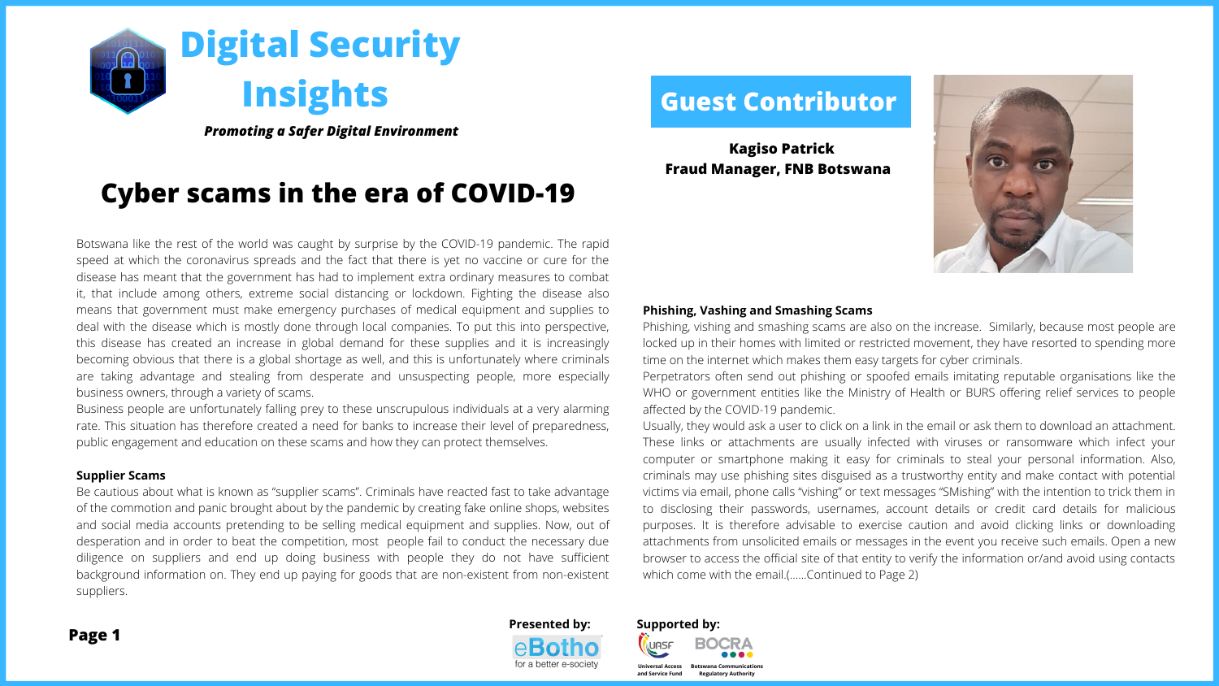# Digital Security Insights

***Promoting a Safer Digital Environment***

## Cyber scams in the era of COVID-19

## Guest Contributor

**Kagiso Patrick**
**Fraud Manager, FNB Botswana**

Botswana like the rest of the world was caught by surprise by the COVID-19 pandemic. The rapid speed at which the coronavirus spreads and the fact that there is yet no vaccine or cure for the disease has meant that the government has had to implement extra ordinary measures to combat it, that include among others, extreme social distancing or lockdown. Fighting the disease also means that government must make emergency purchases of medical equipment and supplies to deal with the disease which is mostly done through local companies. To put this into perspective, this disease has created an increase in global demand for these supplies and it is increasingly becoming obvious that there is a global shortage as well, and this is unfortunately where criminals are taking advantage and stealing from desperate and unsuspecting people, more especially business owners, through a variety of scams.

Business people are unfortunately falling prey to these unscrupulous individuals at a very alarming rate. This situation has therefore created a need for banks to increase their level of preparedness, public engagement and education on these scams and how they can protect themselves.

**Supplier Scams**

Be cautious about what is known as "supplier scams". Criminals have reacted fast to take advantage of the commotion and panic brought about by the pandemic by creating fake online shops, websites and social media accounts pretending to be selling medical equipment and supplies. Now, out of desperation and in order to beat the competition, most people fail to conduct the necessary due diligence on suppliers and end up doing business with people they do not have sufficient background information on. They end up paying for goods that are non-existent from non-existent suppliers.

**Phishing, Vashing and Smashing Scams**

Phishing, vishing and smashing scams are also on the increase. Similarly, because most people are locked up in their homes with limited or restricted movement, they have resorted to spending more time on the internet which makes them easy targets for cyber criminals.

Perpetrators often send out phishing or spoofed emails imitating reputable organisations like the WHO or government entities like the Ministry of Health or BURS offering relief services to people affected by the COVID-19 pandemic.

Usually, they would ask a user to click on a link in the email or ask them to download an attachment. These links or attachments are usually infected with viruses or ransomware which infect your computer or smartphone making it easy for criminals to steal your personal information. Also, criminals may use phishing sites disguised as a trustworthy entity and make contact with potential victims via email, phone calls "vishing" or text messages "SMishing" with the intention to trick them in to disclosing their passwords, usernames, account details or credit card details for malicious purposes. It is therefore advisable to exercise caution and avoid clicking links or downloading attachments from unsolicited emails or messages in the event you receive such emails. Open a new browser to access the official site of that entity to verify the information or/and avoid using contacts which come with the email.(......Continued to Page 2)

**Presented by:** eBotho for a better e-society

**Supported by:** UASF Universal Access and Service Fund; BOCRA Botswana Communications Regulatory Authority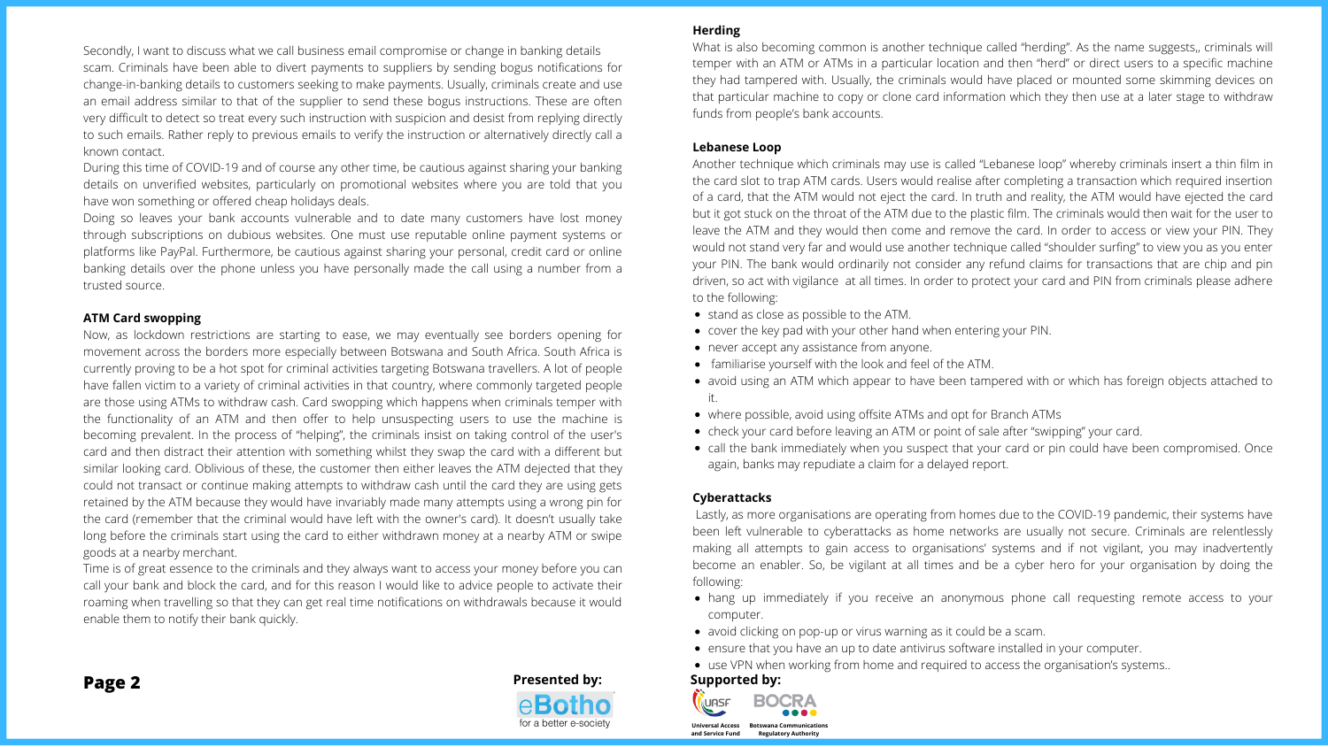Secondly, I want to discuss what we call business email compromise or change in banking details scam. Criminals have been able to divert payments to suppliers by sending bogus notifications for change-in-banking details to customers seeking to make payments. Usually, criminals create and use an email address similar to that of the supplier to send these bogus instructions. These are often very difficult to detect so treat every such instruction with suspicion and desist from replying directly to such emails. Rather reply to previous emails to verify the instruction or alternatively directly call a known contact.

During this time of COVID-19 and of course any other time, be cautious against sharing your banking details on unverified websites, particularly on promotional websites where you are told that you have won something or offered cheap holidays deals.

Doing so leaves your bank accounts vulnerable and to date many customers have lost money through subscriptions on dubious websites. One must use reputable online payment systems or platforms like PayPal. Furthermore, be cautious against sharing your personal, credit card or online banking details over the phone unless you have personally made the call using a number from a trusted source.

**ATM Card swopping**

Now, as lockdown restrictions are starting to ease, we may eventually see borders opening for movement across the borders more especially between Botswana and South Africa. South Africa is currently proving to be a hot spot for criminal activities targeting Botswana travellers. A lot of people have fallen victim to a variety of criminal activities in that country, where commonly targeted people are those using ATMs to withdraw cash. Card swopping which happens when criminals temper with the functionality of an ATM and then offer to help unsuspecting users to use the machine is becoming prevalent. In the process of "helping", the criminals insist on taking control of the user's card and then distract their attention with something whilst they swap the card with a different but similar looking card. Oblivious of these, the customer then either leaves the ATM dejected that they could not transact or continue making attempts to withdraw cash until the card they are using gets retained by the ATM because they would have invariably made many attempts using a wrong pin for the card (remember that the criminal would have left with the owner's card). It doesn't usually take long before the criminals start using the card to either withdrawn money at a nearby ATM or swipe goods at a nearby merchant.

Time is of great essence to the criminals and they always want to access your money before you can call your bank and block the card, and for this reason I would like to advice people to activate their roaming when travelling so that they can get real time notifications on withdrawals because it would enable them to notify their bank quickly.

**Herding**

What is also becoming common is another technique called "herding". As the name suggests,, criminals will temper with an ATM or ATMs in a particular location and then "herd" or direct users to a specific machine they had tampered with. Usually, the criminals would have placed or mounted some skimming devices on that particular machine to copy or clone card information which they then use at a later stage to withdraw funds from people's bank accounts.

**Lebanese Loop**

Another technique which criminals may use is called "Lebanese loop" whereby criminals insert a thin film in the card slot to trap ATM cards. Users would realise after completing a transaction which required insertion of a card, that the ATM would not eject the card. In truth and reality, the ATM would have ejected the card but it got stuck on the throat of the ATM due to the plastic film. The criminals would then wait for the user to leave the ATM and they would then come and remove the card. In order to access or view your PIN. They would not stand very far and would use another technique called "shoulder surfing" to view you as you enter your PIN. The bank would ordinarily not consider any refund claims for transactions that are chip and pin driven, so act with vigilance at all times. In order to protect your card and PIN from criminals please adhere to the following:

- stand as close as possible to the ATM.
- cover the key pad with your other hand when entering your PIN.
- never accept any assistance from anyone.
- familiarise yourself with the look and feel of the ATM.
- avoid using an ATM which appear to have been tampered with or which has foreign objects attached to it.
- where possible, avoid using offsite ATMs and opt for Branch ATMs
- check your card before leaving an ATM or point of sale after "swipping" your card.
- call the bank immediately when you suspect that your card or pin could have been compromised. Once again, banks may repudiate a claim for a delayed report.

**Cyberattacks**

Lastly, as more organisations are operating from homes due to the COVID-19 pandemic, their systems have been left vulnerable to cyberattacks as home networks are usually not secure. Criminals are relentlessly making all attempts to gain access to organisations' systems and if not vigilant, you may inadvertently become an enabler. So, be vigilant at all times and be a cyber hero for your organisation by doing the following:

- hang up immediately if you receive an anonymous phone call requesting remote access to your computer.
- avoid clicking on pop-up or virus warning as it could be a scam.
- ensure that you have an up to date antivirus software installed in your computer.
- use VPN when working from home and required to access the organisation's systems..

**Presented by:** eBotho for a better e-society

**Supported by:** Universal Access and Service Fund; Botswana Communications Regulatory Authority